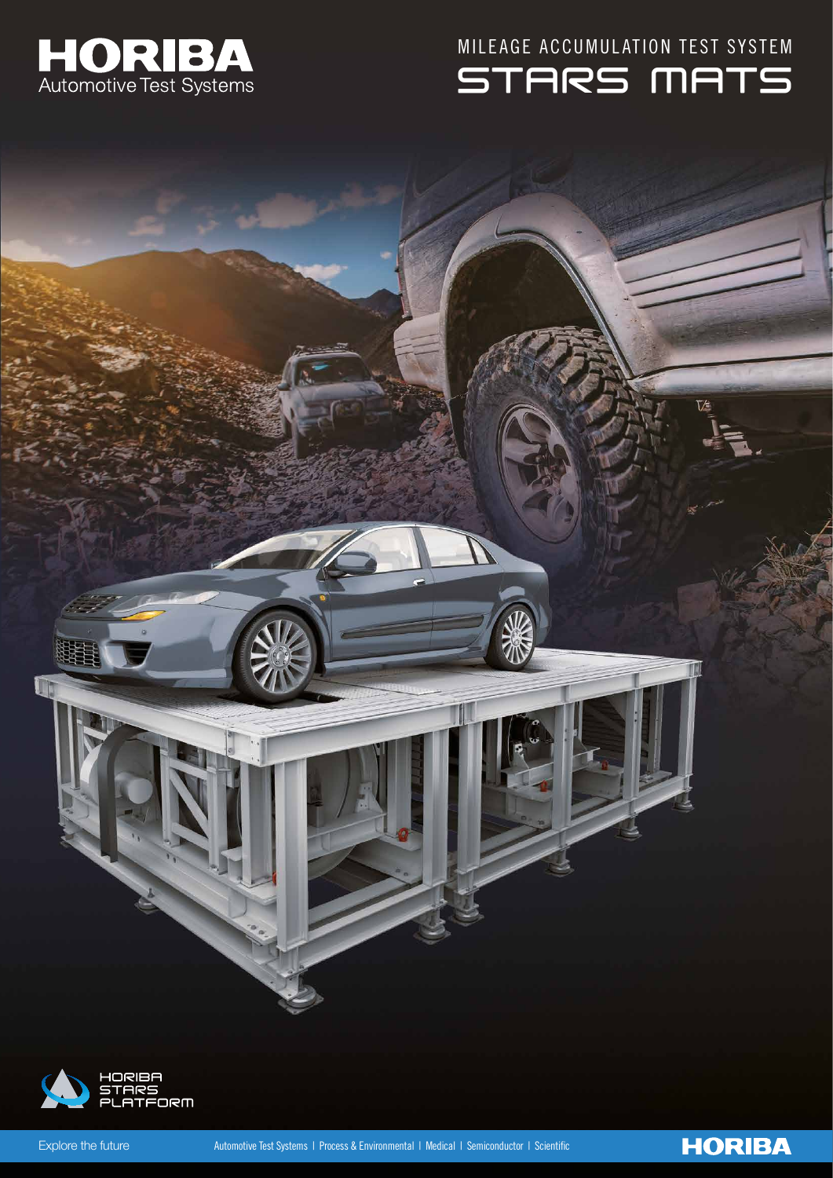HORIBA

Automotive Test Systems

# MILEAGE ACCUMULATION TEST SYSTEM

# STARS MATS

HORIBA STARS PLATFORM

Explore the future

Automotive Test Systems | Process & Environmental | Medical | Semiconductor | Scientific

HORIBA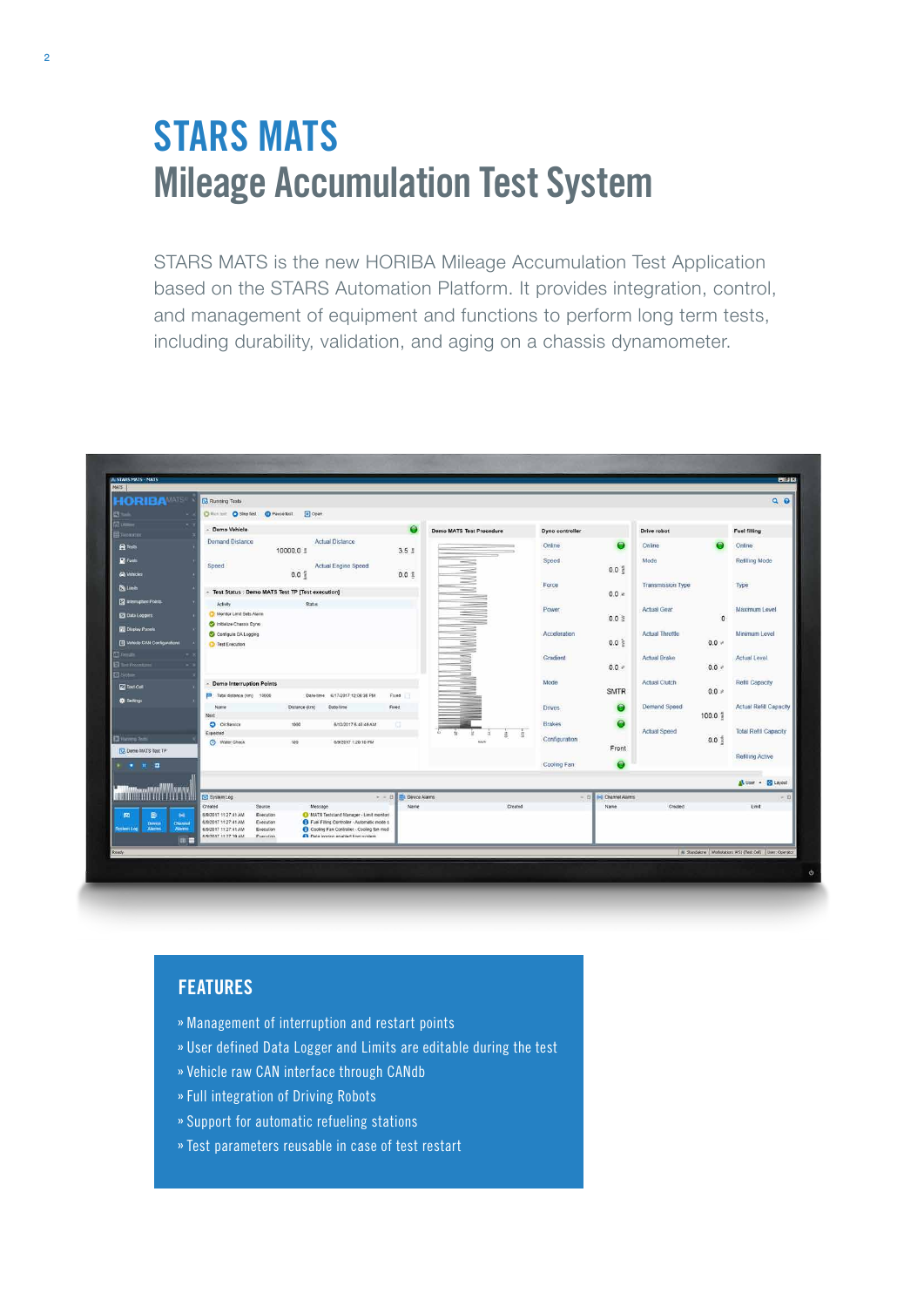# STARS MATS
## Mileage Accumulation Test System

STARS MATS is the new HORIBA Mileage Accumulation Test Application based on the STARS Automation Platform. It provides integration, control, and management of equipment and functions to perform long term tests, including durability, validation, and aging on a chassis dynamometer.

### FEATURES

- » Management of interruption and restart points
- » User defined Data Logger and Limits are editable during the test
- » Vehicle raw CAN interface through CANdb
- » Full integration of Driving Robots
- » Support for automatic refueling stations
- » Test parameters reusable in case of test restart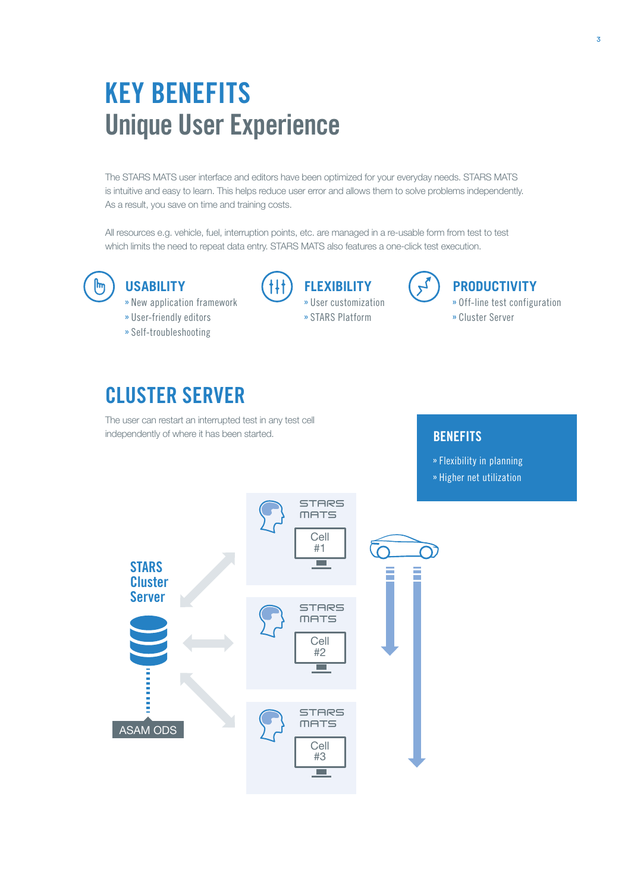# KEY BENEFITS
## Unique User Experience

The STARS MATS user interface and editors have been optimized for your everyday needs. STARS MATS is intuitive and easy to learn. This helps reduce user error and allows them to solve problems independently. As a result, you save on time and training costs.

All resources e.g. vehicle, fuel, interruption points, etc. are managed in a re-usable form from test to test which limits the need to repeat data entry. STARS MATS also features a one-click test execution.

### USABILITY
- » New application framework
- » User-friendly editors
- » Self-troubleshooting

### FLEXIBILITY
- » User customization
- » STARS Platform

### PRODUCTIVITY
- » Off-line test configuration
- » Cluster Server

## CLUSTER SERVER

The user can restart an interrupted test in any test cell independently of where it has been started.

### BENEFITS
- » Flexibility in planning
- » Higher net utilization

STARS Cluster Server

ASAM ODS

STARS MATS Cell #1

STARS MATS Cell #2

STARS MATS Cell #3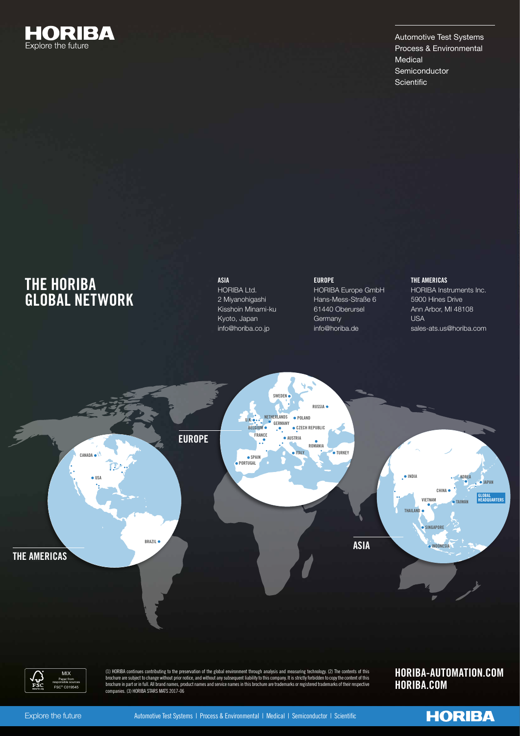# HORIBA
Explore the future

Automotive Test Systems
Process & Environmental
Medical
Semiconductor
Scientific

## THE HORIBA GLOBAL NETWORK

**ASIA**
HORIBA Ltd.
2 Miyanohigashi
Kisshoin Minami-ku
Kyoto, Japan
info@horiba.co.jp

**EUROPE**
HORIBA Europe GmbH
Hans-Mess-Straße 6
61440 Oberursel
Germany
info@horiba.de

**THE AMERICAS**
HORIBA Instruments Inc.
5900 Hines Drive
Ann Arbor, MI 48108
USA
sales-ats.us@horiba.com

THE AMERICAS
CANADA
USA
BRAZIL

EUROPE
SWEDEN
RUSSIA
U.K.
NETHERLANDS
POLAND
GERMANY
BELGIUM
CZECH REPUBLIC
FRANCE
AUSTRIA
ROMANIA
SPAIN
ITALY
TURKEY
PORTUGAL

ASIA
INDIA
KOREA
JAPAN
CHINA
GLOBAL HEADQUARTERS
VIETNAM
TAIWAN
THAILAND
SINGAPORE
INDONESIA

MIX
Paper from responsible sources
FSC® C019545

(1) HORIBA continues contributing to the preservation of the global environment through analysis and measuring technology. (2) The contents of this brochure are subject to change without prior notice, and without any subsequent liability to this company. It is strictly forbidden to copy the content of this brochure in part or in full. All brand names, product names and service names in this brochure are trademarks or registered trademarks of their respective companies. (3) HORIBA STARS MATS 2017-06

**HORIBA-AUTOMATION.COM**
**HORIBA.COM**

Explore the future — Automotive Test Systems | Process & Environmental | Medical | Semiconductor | Scientific — HORIBA